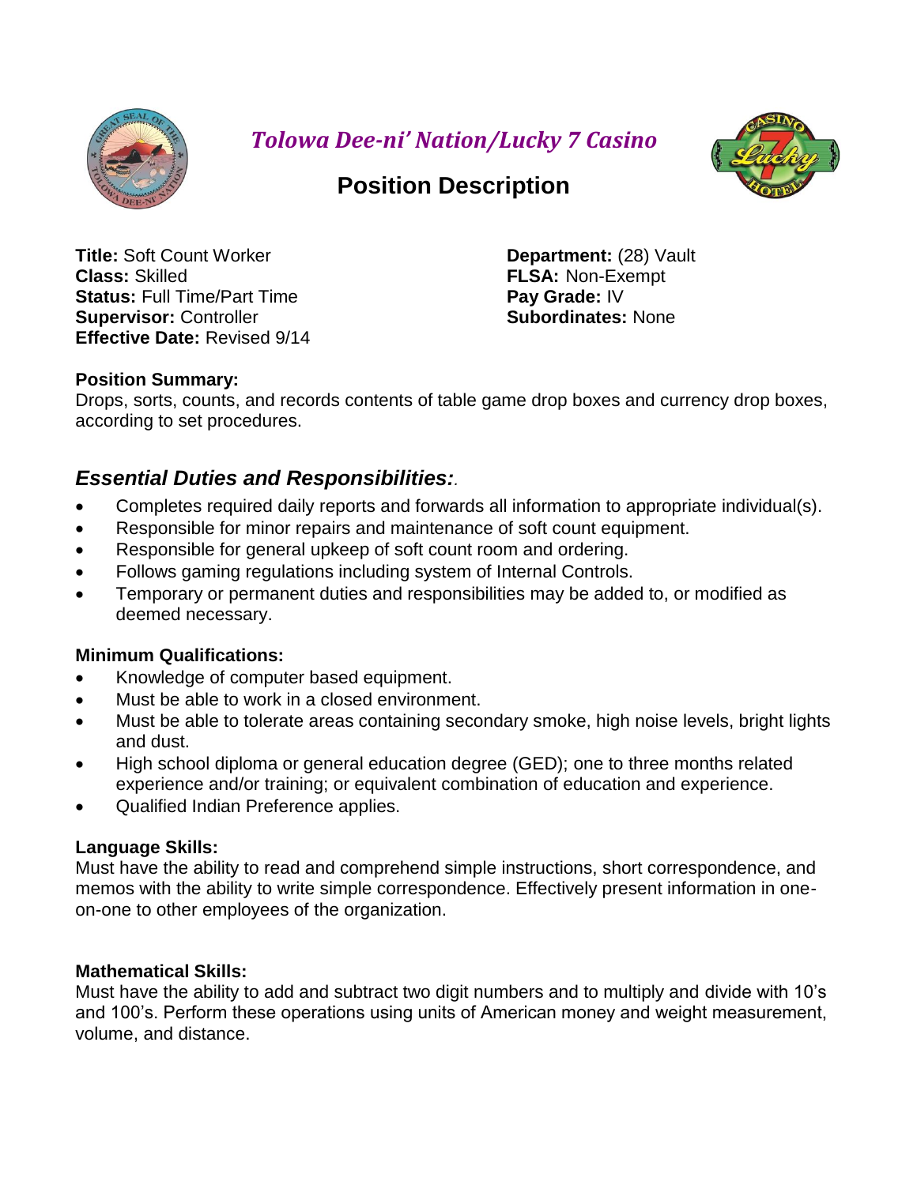# *Tolowa Dee-ni' Nation/Lucky 7 Casino*

## Position Description

**Title:** Soft Count Worker
**Class:** Skilled
**Status:** Full Time/Part Time
**Supervisor:** Controller
**Effective Date:** Revised 9/14

**Department:** (28) Vault
**FLSA:** Non-Exempt
**Pay Grade:** IV
**Subordinates:** None

**Position Summary:**
Drops, sorts, counts, and records contents of table game drop boxes and currency drop boxes, according to set procedures.

## *Essential Duties and Responsibilities:.*

- Completes required daily reports and forwards all information to appropriate individual(s).
- Responsible for minor repairs and maintenance of soft count equipment.
- Responsible for general upkeep of soft count room and ordering.
- Follows gaming regulations including system of Internal Controls.
- Temporary or permanent duties and responsibilities may be added to, or modified as deemed necessary.

**Minimum Qualifications:**

- Knowledge of computer based equipment.
- Must be able to work in a closed environment.
- Must be able to tolerate areas containing secondary smoke, high noise levels, bright lights and dust.
- High school diploma or general education degree (GED); one to three months related experience and/or training; or equivalent combination of education and experience.
- Qualified Indian Preference applies.

**Language Skills:**
Must have the ability to read and comprehend simple instructions, short correspondence, and memos with the ability to write simple correspondence. Effectively present information in one-on-one to other employees of the organization.

**Mathematical Skills:**
Must have the ability to add and subtract two digit numbers and to multiply and divide with 10's and 100's. Perform these operations using units of American money and weight measurement, volume, and distance.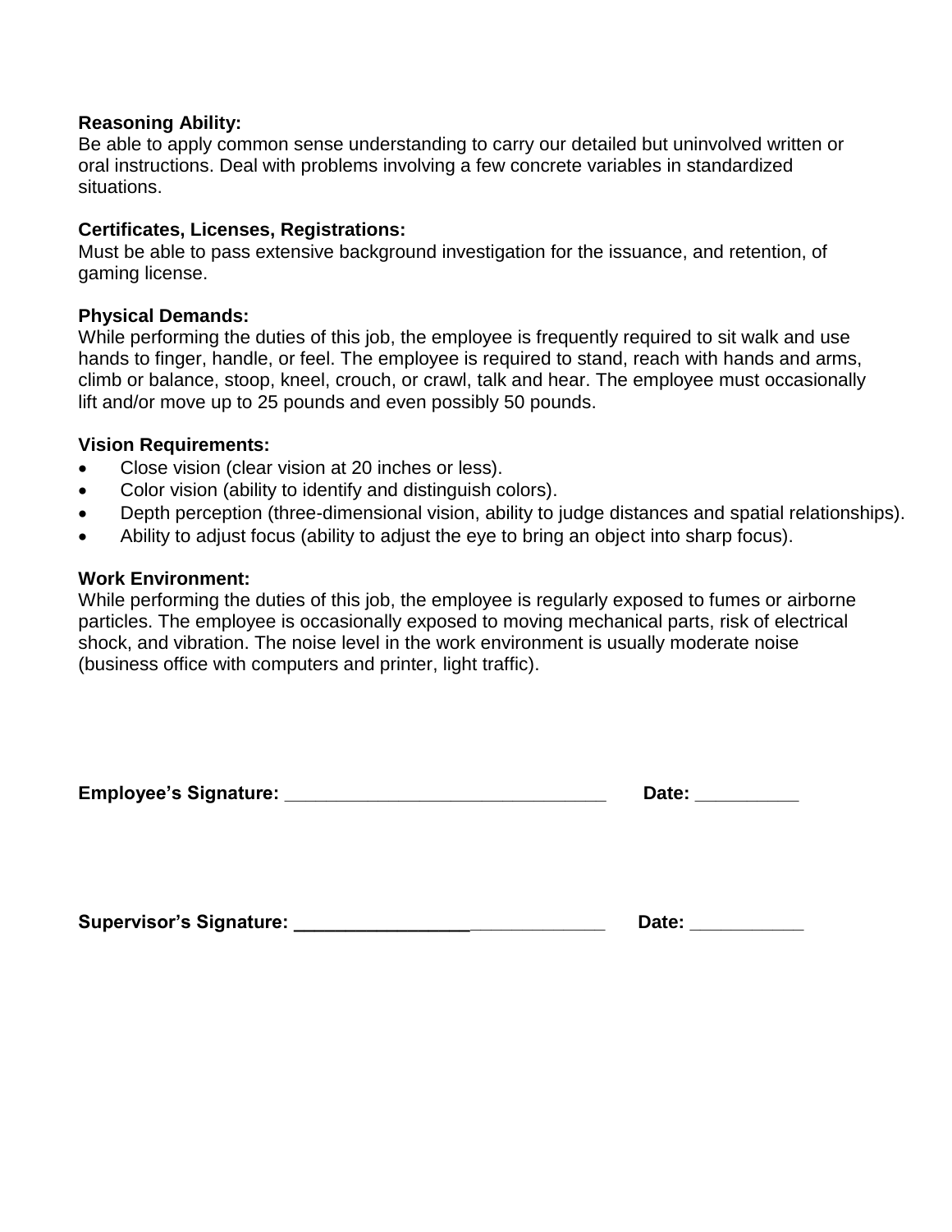**Reasoning Ability:**
Be able to apply common sense understanding to carry our detailed but uninvolved written or oral instructions. Deal with problems involving a few concrete variables in standardized situations.

**Certificates, Licenses, Registrations:**
Must be able to pass extensive background investigation for the issuance, and retention, of gaming license.

**Physical Demands:**
While performing the duties of this job, the employee is frequently required to sit walk and use hands to finger, handle, or feel. The employee is required to stand, reach with hands and arms, climb or balance, stoop, kneel, crouch, or crawl, talk and hear. The employee must occasionally lift and/or move up to 25 pounds and even possibly 50 pounds.

**Vision Requirements:**

- Close vision (clear vision at 20 inches or less).
- Color vision (ability to identify and distinguish colors).
- Depth perception (three-dimensional vision, ability to judge distances and spatial relationships).
- Ability to adjust focus (ability to adjust the eye to bring an object into sharp focus).

**Work Environment:**
While performing the duties of this job, the employee is regularly exposed to fumes or airborne particles. The employee is occasionally exposed to moving mechanical parts, risk of electrical shock, and vibration. The noise level in the work environment is usually moderate noise (business office with computers and printer, light traffic).

**Employee's Signature:** _______________________________ **Date:** __________

**Supervisor's Signature:** _______________________________ **Date:** ___________